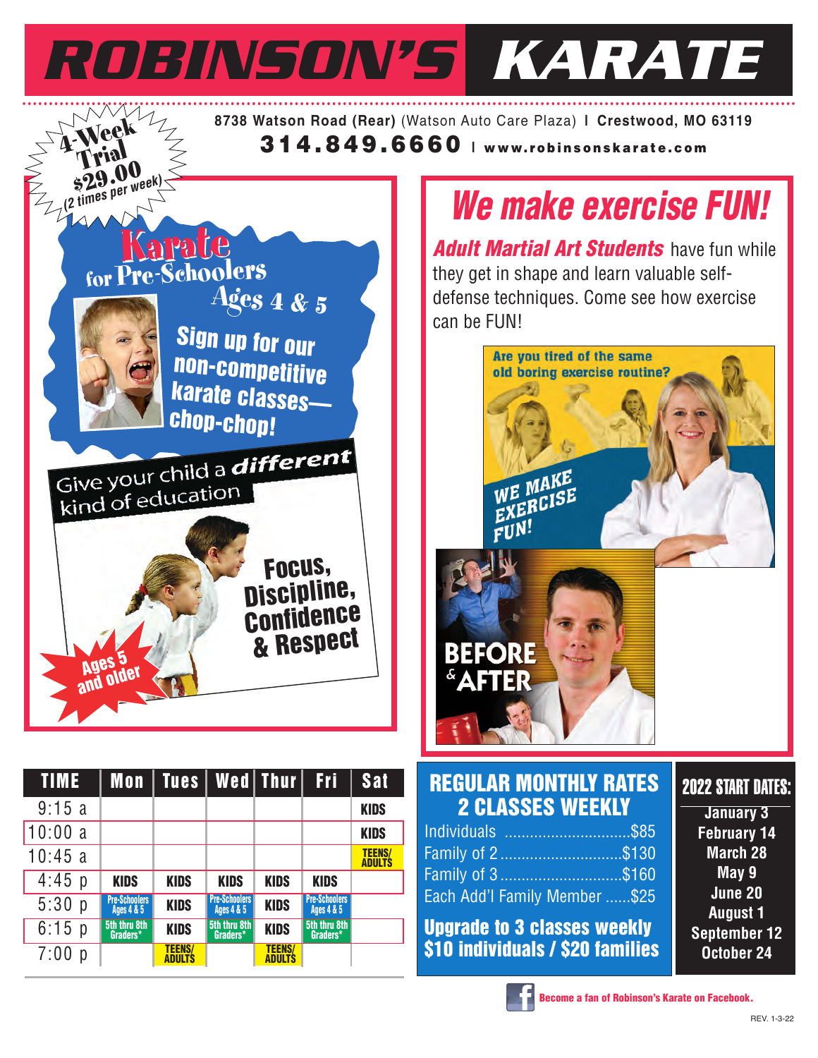# ROBINSON'S KARATE

**8738 Watson Road (Rear)** (Watson Auto Care Plaza) | **Crestwood, MO 63119**

**314.849.6660** | **www.robinsonskarate.com**

**4-Week Trial $29.00** *(2 times per week)*

## Karate for Pre-Schoolers Ages 4 & 5

**Sign up for our non-competitive karate classes—chop-chop!**

Give your child a ***different*** kind of education

**Focus, Discipline, Confidence & Respect**

**Ages 5 and older**

## *We make exercise FUN!*

***Adult Martial Art Students*** have fun while they get in shape and learn valuable self-defense techniques. Come see how exercise can be FUN!

**Are you tired of the same old boring exercise routine?**

**WE MAKE EXERCISE FUN!**

**BEFORE & AFTER**

| TIME | Mon | Tues | Wed | Thur | Fri | Sat |
|---|---|---|---|---|---|---|
| 9:15 a | | | | | | KIDS |
| 10:00 a | | | | | | KIDS |
| 10:45 a | | | | | | TEENS/ ADULTS |
| 4:45 p | KIDS | KIDS | KIDS | KIDS | KIDS | |
| 5:30 p | Pre-Schoolers Ages 4 & 5 | KIDS | Pre-Schoolers Ages 4 & 5 | KIDS | Pre-Schoolers Ages 4 & 5 | |
| 6:15 p | 5th thru 8th Graders* | KIDS | 5th thru 8th Graders* | KIDS | 5th thru 8th Graders* | |
| 7:00 p | | TEENS/ ADULTS | | TEENS/ ADULTS | | |

## REGULAR MONTHLY RATES 2 CLASSES WEEKLY

- Individuals .............................$85
- Family of 2............................$130
- Family of 3............................$160
- Each Add'l Family Member ......$25

**Upgrade to 3 classes weekly**
**$10 individuals / $20 families**

## 2022 START DATES:

- January 3
- February 14
- March 28
- May 9
- June 20
- August 1
- September 12
- October 24

**Become a fan of Robinson's Karate on Facebook.**

REV. 1-3-22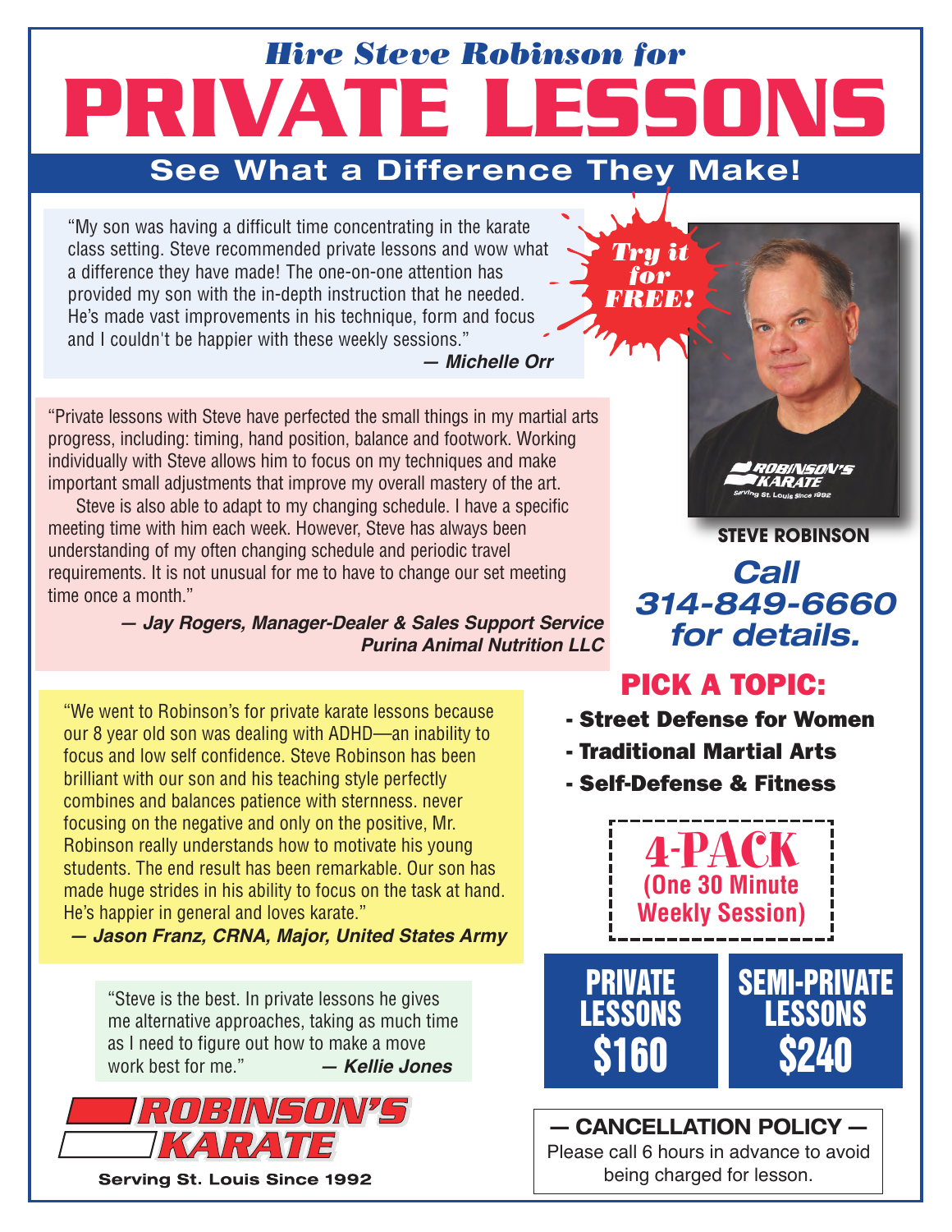*Hire Steve Robinson for*

# PRIVATE LESSONS

## See What a Difference They Make!

"My son was having a difficult time concentrating in the karate class setting. Steve recommended private lessons and wow what a difference they have made! The one-on-one attention has provided my son with the in-depth instruction that he needed. He's made vast improvements in his technique, form and focus and I couldn't be happier with these weekly sessions."

***— Michelle Orr***

***Try it for FREE!***

"Private lessons with Steve have perfected the small things in my martial arts progress, including: timing, hand position, balance and footwork. Working individually with Steve allows him to focus on my techniques and make important small adjustments that improve my overall mastery of the art.

Steve is also able to adapt to my changing schedule. I have a specific meeting time with him each week. However, Steve has always been understanding of my often changing schedule and periodic travel requirements. It is not unusual for me to have to change our set meeting time once a month."

***— Jay Rogers, Manager-Dealer & Sales Support Service***
***Purina Animal Nutrition LLC***

**STEVE ROBINSON**

***Call 314-849-6660 for details.***

"We went to Robinson's for private karate lessons because our 8 year old son was dealing with ADHD—an inability to focus and low self confidence. Steve Robinson has been brilliant with our son and his teaching style perfectly combines and balances patience with sternness. never focusing on the negative and only on the positive, Mr. Robinson really understands how to motivate his young students. The end result has been remarkable. Our son has made huge strides in his ability to focus on the task at hand. He's happier in general and loves karate."

***— Jason Franz, CRNA, Major, United States Army***

"Steve is the best. In private lessons he gives me alternative approaches, taking as much time as I need to figure out how to make a move work best for me."

***— Kellie Jones***

## PICK A TOPIC:

- **Street Defense for Women**
- **Traditional Martial Arts**
- **Self-Defense & Fitness**

**4-PACK**
**(One 30 Minute Weekly Session)**

| PRIVATE LESSONS | SEMI-PRIVATE LESSONS |
|---|---|
| $160 | $240 |

**— CANCELLATION POLICY —**
Please call 6 hours in advance to avoid being charged for lesson.

**ROBINSON'S KARATE**
**Serving St. Louis Since 1992**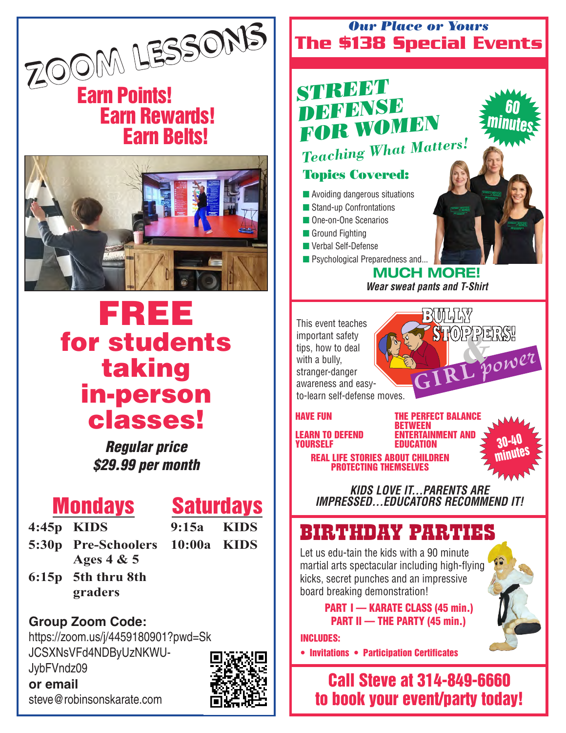# ZOOM LESSONS

**Earn Points!**
**Earn Rewards!**
**Earn Belts!**

# FREE
## for students taking in-person classes!

***Regular price $29.99 per month***

| Mondays | | Saturdays | |
|---|---|---|---|
| 4:45p | KIDS | 9:15a | KIDS |
| 5:30p | Pre-Schoolers Ages 4 & 5 | 10:00a | KIDS |
| 6:15p | 5th thru 8th graders | | |

**Group Zoom Code:**
https://zoom.us/j/4459180901?pwd=SkJCSXNsVFd4NDByUzNKWU-JybFVndz09
**or email**
steve@robinsonskarate.com

***Our Place or Yours***
# The $138 Special Events

## STREET DEFENSE FOR WOMEN

**60 minutes**

*Teaching What Matters!*

### Topics Covered:

- Avoiding dangerous situations
- Stand-up Confrontations
- One-on-One Scenarios
- Ground Fighting
- Verbal Self-Defense
- Psychological Preparedness and...

**MUCH MORE!**

***Wear sweat pants and T-Shirt***

## BULLY STOPPERS! & GIRL power

This event teaches important safety tips, how to deal with a bully, stranger-danger awareness and easy-to-learn self-defense moves.

**HAVE FUN**

**LEARN TO DEFEND YOURSELF**

**THE PERFECT BALANCE BETWEEN ENTERTAINMENT AND EDUCATION**

**REAL LIFE STORIES ABOUT CHILDREN PROTECTING THEMSELVES**

**30-40 minutes**

***KIDS LOVE IT…PARENTS ARE IMPRESSED…EDUCATORS RECOMMEND IT!***

## BIRTHDAY PARTIES

Let us edu-tain the kids with a 90 minute martial arts spectacular including high-flying kicks, secret punches and an impressive board breaking demonstration!

**PART I — KARATE CLASS (45 min.)**
**PART II — THE PARTY (45 min.)**

**INCLUDES:**

- **Invitations**
- **Participation Certificates**

**Call Steve at 314-849-6660 to book your event/party today!**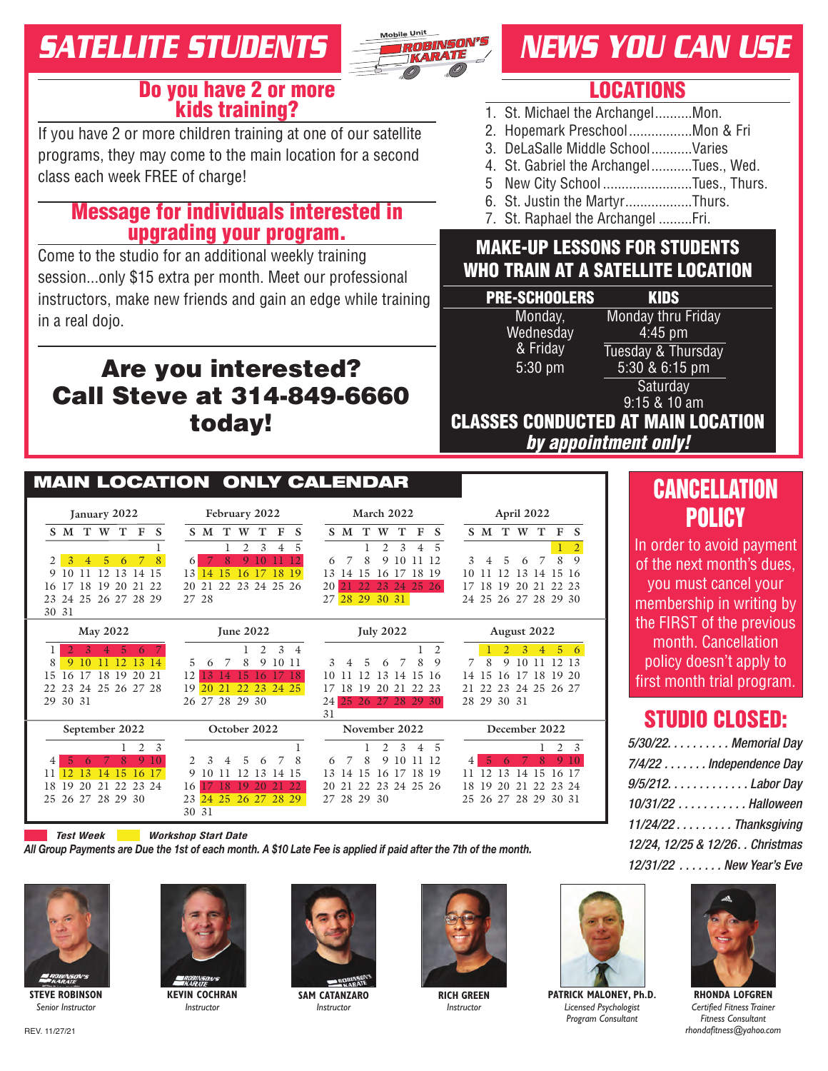# SATELLITE STUDENTS

Mobile Unit ROBINSON'S KARATE

## Do you have 2 or more kids training?

If you have 2 or more children training at one of our satellite programs, they may come to the main location for a second class each week FREE of charge!

## Message for individuals interested in upgrading your program.

Come to the studio for an additional weekly training session...only $15 extra per month. Meet our professional instructors, make new friends and gain an edge while training in a real dojo.

## Are you interested? Call Steve at 314-849-6660 today!

# NEWS YOU CAN USE

## LOCATIONS

1. St. Michael the Archangel..........Mon.
2. Hopemark Preschool.................Mon & Fri
3. DeLaSalle Middle School...........Varies
4. St. Gabriel the Archangel...........Tues., Wed.
5. New City School........................Tues., Thurs.
6. St. Justin the Martyr..................Thurs.
7. St. Raphael the Archangel .........Fri.

## MAKE-UP LESSONS FOR STUDENTS WHO TRAIN AT A SATELLITE LOCATION

| PRE-SCHOOLERS | KIDS |
|---|---|
| Monday, Wednesday & Friday 5:30 pm | Monday thru Friday 4:45 pm |
| | Tuesday & Thursday 5:30 & 6:15 pm |
| | Saturday 9:15 & 10 am |

**CLASSES CONDUCTED AT MAIN LOCATION *by appointment only!***

## MAIN LOCATION ONLY CALENDAR

**January 2022** — Test Week: 3–8; Workshop Start Date: 3–8

**February 2022** — Test Week: 7–12; Workshop Start Date: 14–19

**March 2022** — Test Week: 21–26; Workshop Start Date: 28–31

**April 2022** — Workshop Start Date: 1–2

**May 2022** — Test Week: 2–7; Workshop Start Date: 9–14

**June 2022** — Test Week: 13–18; Workshop Start Date: 20–25

**July 2022** — Test Week: 25–30

**August 2022** — Workshop Start Date: 1–6

**September 2022** — Test Week: 5–10; Workshop Start Date: 12–17

**October 2022** — Test Week: 17–22; Workshop Start Date: 24–29

**November 2022**

**December 2022** — Test Week: 5–10

Test Week | Workshop Start Date

***All Group Payments are Due the 1st of each month. A $10 Late Fee is applied if paid after the 7th of the month.***

## CANCELLATION POLICY

In order to avoid payment of the next month's dues, you must cancel your membership in writing by the FIRST of the previous month. Cancellation policy doesn't apply to first month trial program.

## STUDIO CLOSED:

*5/30/22.......... Memorial Day*
*7/4/22 ....... Independence Day*
*9/5/212............. Labor Day*
*10/31/22 ........... Halloween*
*11/24/22......... Thanksgiving*
*12/24, 12/25 & 12/26. . Christmas*
*12/31/22 ....... New Year's Eve*

**STEVE ROBINSON**
*Senior Instructor*

**KEVIN COCHRAN**
*Instructor*

**SAM CATANZARO**
*Instructor*

**RICH GREEN**
*Instructor*

**PATRICK MALONEY, Ph.D.**
*Licensed Psychologist*
*Program Consultant*

**RHONDA LOFGREN**
*Certified Fitness Trainer*
*Fitness Consultant*
*rhondafitness@yahoo.com*

REV. 11/27/21